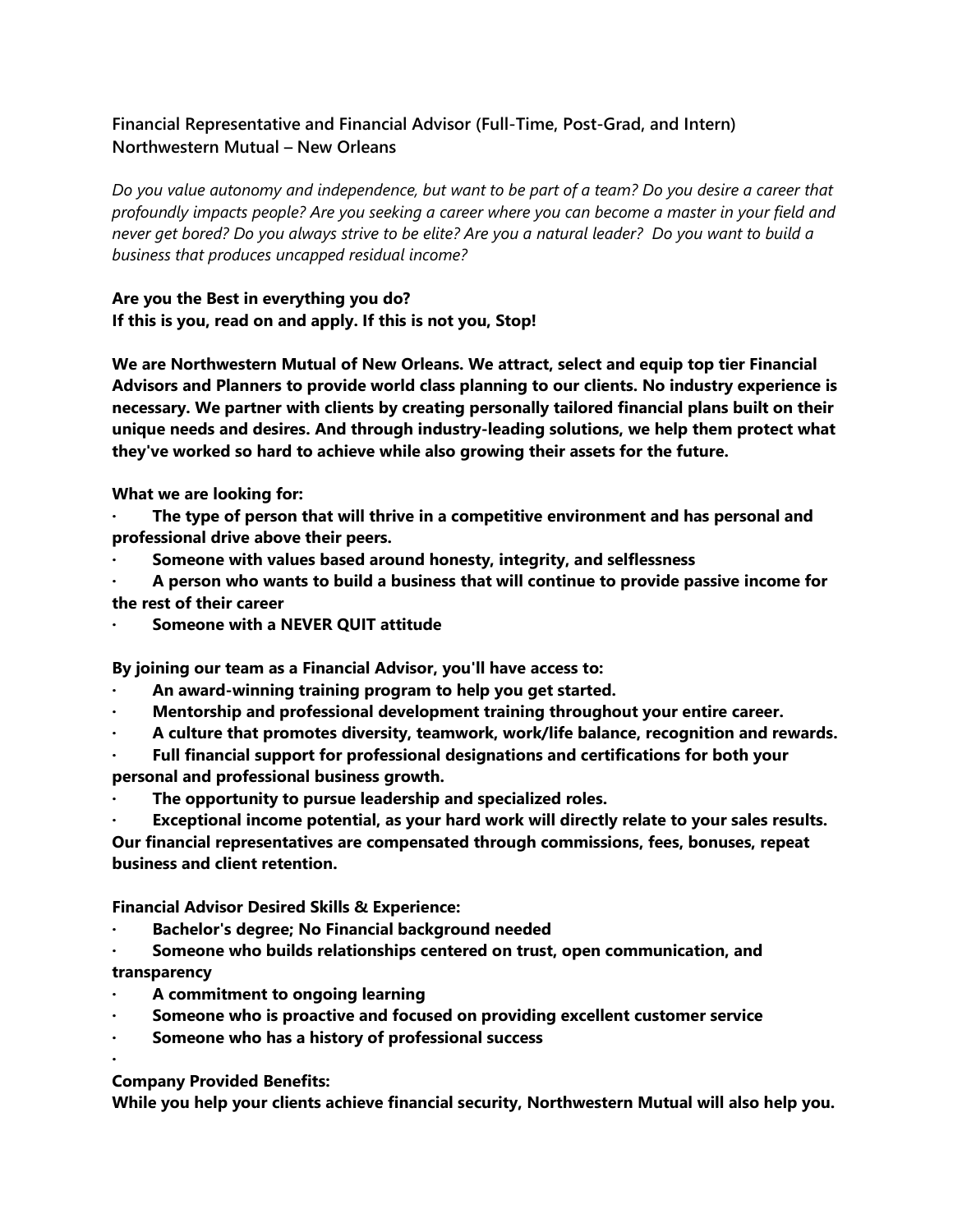**Financial Representative and Financial Advisor (Full-Time, Post-Grad, and Intern)**
**Northwestern Mutual – New Orleans**

*Do you value autonomy and independence, but want to be part of a team? Do you desire a career that profoundly impacts people? Are you seeking a career where you can become a master in your field and never get bored? Do you always strive to be elite? Are you a natural leader? Do you want to build a business that produces uncapped residual income?*

**Are you the Best in everything you do?**
**If this is you, read on and apply. If this is not you, Stop!**

**We are Northwestern Mutual of New Orleans. We attract, select and equip top tier Financial Advisors and Planners to provide world class planning to our clients. No industry experience is necessary. We partner with clients by creating personally tailored financial plans built on their unique needs and desires. And through industry-leading solutions, we help them protect what they've worked so hard to achieve while also growing their assets for the future.**

**What we are looking for:**

- **The type of person that will thrive in a competitive environment and has personal and professional drive above their peers.**
- **Someone with values based around honesty, integrity, and selflessness**
- **A person who wants to build a business that will continue to provide passive income for the rest of their career**
- **Someone with a NEVER QUIT attitude**

**By joining our team as a Financial Advisor, you'll have access to:**

- **An award-winning training program to help you get started.**
- **Mentorship and professional development training throughout your entire career.**
- **A culture that promotes diversity, teamwork, work/life balance, recognition and rewards.**
- **Full financial support for professional designations and certifications for both your personal and professional business growth.**
- **The opportunity to pursue leadership and specialized roles.**
- **Exceptional income potential, as your hard work will directly relate to your sales results.**

**Our financial representatives are compensated through commissions, fees, bonuses, repeat business and client retention.**

**Financial Advisor Desired Skills & Experience:**

- **Bachelor's degree; No Financial background needed**
- **Someone who builds relationships centered on trust, open communication, and transparency**
- **A commitment to ongoing learning**
- **Someone who is proactive and focused on providing excellent customer service**
- **Someone who has a history of professional success**

**Company Provided Benefits:**
**While you help your clients achieve financial security, Northwestern Mutual will also help you.**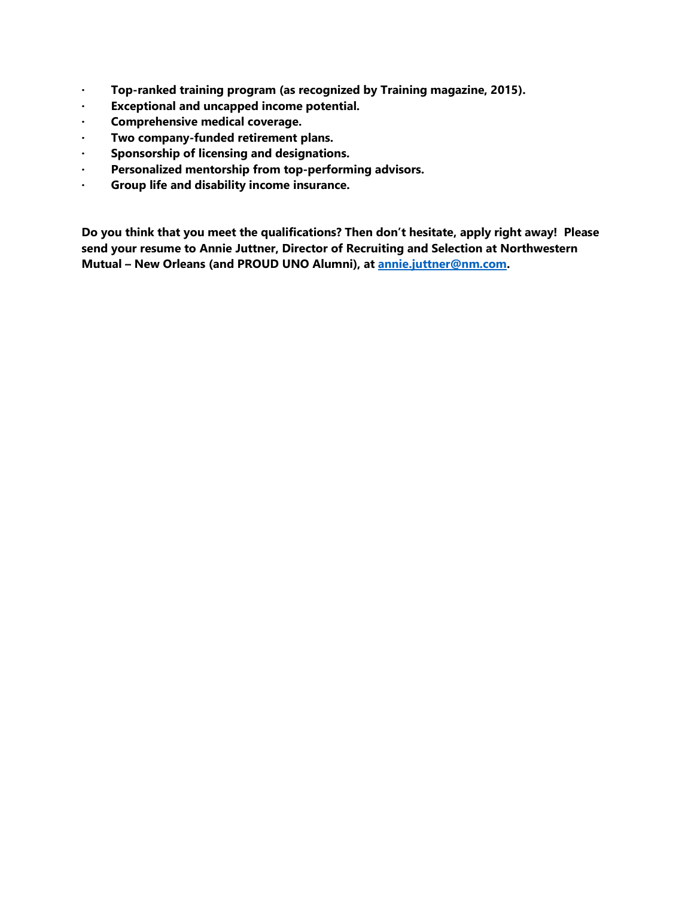- **Top-ranked training program (as recognized by Training magazine, 2015).**
- **Exceptional and uncapped income potential.**
- **Comprehensive medical coverage.**
- **Two company-funded retirement plans.**
- **Sponsorship of licensing and designations.**
- **Personalized mentorship from top-performing advisors.**
- **Group life and disability income insurance.**

**Do you think that you meet the qualifications? Then don't hesitate, apply right away! Please send your resume to Annie Juttner, Director of Recruiting and Selection at Northwestern Mutual – New Orleans (and PROUD UNO Alumni), at [annie.juttner@nm.com](mailto:annie.juttner@nm.com).**